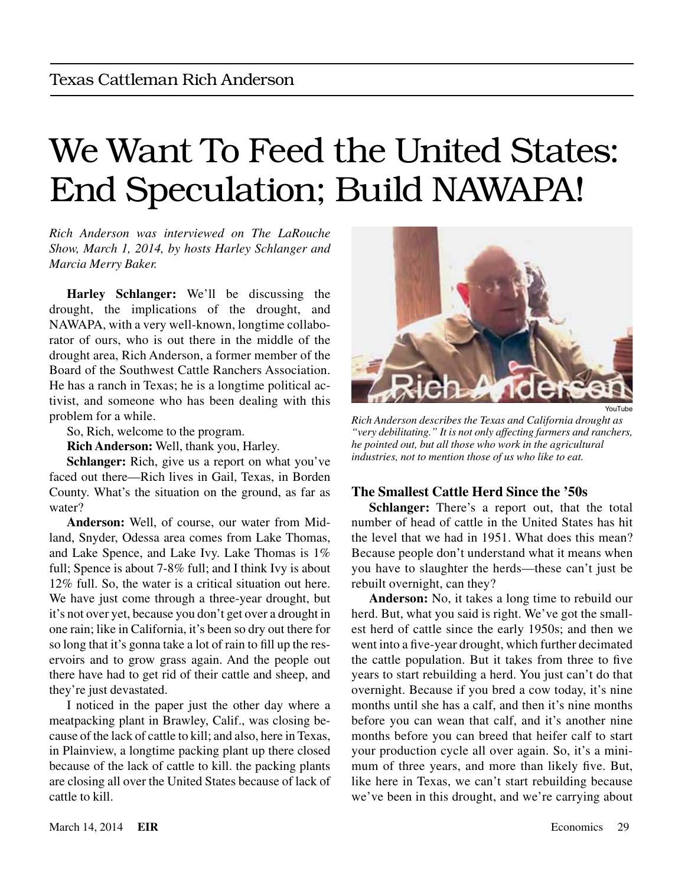Texas Cattleman Rich Anderson

# We Want To Feed the United States: End Speculation; Build NAWAPA!

*Rich Anderson was interviewed on The LaRouche Show, March 1, 2014, by hosts Harley Schlanger and Marcia Merry Baker.*

**Harley Schlanger:** We'll be discussing the drought, the implications of the drought, and NAWAPA, with a very well-known, longtime collaborator of ours, who is out there in the middle of the drought area, Rich Anderson, a former member of the Board of the Southwest Cattle Ranchers Association. He has a ranch in Texas; he is a longtime political activist, and someone who has been dealing with this problem for a while.

So, Rich, welcome to the program.

**Rich Anderson:** Well, thank you, Harley.

**Schlanger:** Rich, give us a report on what you've faced out there—Rich lives in Gail, Texas, in Borden County. What's the situation on the ground, as far as water?

**Anderson:** Well, of course, our water from Midland, Snyder, Odessa area comes from Lake Thomas, and Lake Spence, and Lake Ivy. Lake Thomas is 1% full; Spence is about 7-8% full; and I think Ivy is about 12% full. So, the water is a critical situation out here. We have just come through a three-year drought, but it's not over yet, because you don't get over a drought in one rain; like in California, it's been so dry out there for so long that it's gonna take a lot of rain to fill up the reservoirs and to grow grass again. And the people out there have had to get rid of their cattle and sheep, and they're just devastated.

I noticed in the paper just the other day where a meatpacking plant in Brawley, Calif., was closing because of the lack of cattle to kill; and also, here in Texas, in Plainview, a longtime packing plant up there closed because of the lack of cattle to kill. the packing plants are closing all over the United States because of lack of cattle to kill.

YouTube

*Rich Anderson describes the Texas and California drought as "very debilitating." It is not only affecting farmers and ranchers, he pointed out, but all those who work in the agricultural industries, not to mention those of us who like to eat.*

### The Smallest Cattle Herd Since the '50s

**Schlanger:** There's a report out, that the total number of head of cattle in the United States has hit the level that we had in 1951. What does this mean? Because people don't understand what it means when you have to slaughter the herds—these can't just be rebuilt overnight, can they?

**Anderson:** No, it takes a long time to rebuild our herd. But, what you said is right. We've got the smallest herd of cattle since the early 1950s; and then we went into a five-year drought, which further decimated the cattle population. But it takes from three to five years to start rebuilding a herd. You just can't do that overnight. Because if you bred a cow today, it's nine months until she has a calf, and then it's nine months before you can wean that calf, and it's another nine months before you can breed that heifer calf to start your production cycle all over again. So, it's a minimum of three years, and more than likely five. But, like here in Texas, we can't start rebuilding because we've been in this drought, and we're carrying about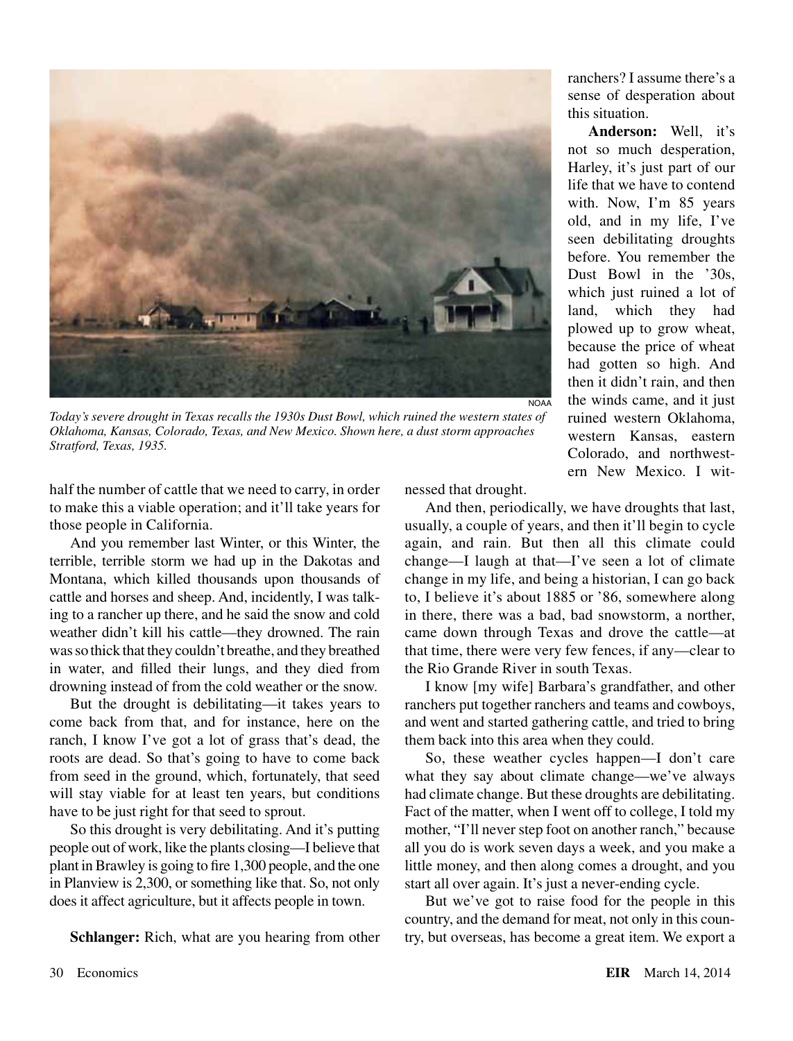ranchers? I assume there's a sense of desperation about this situation.

**Anderson:** Well, it's not so much desperation, Harley, it's just part of our life that we have to contend with. Now, I'm 85 years old, and in my life, I've seen debilitating droughts before. You remember the Dust Bowl in the '30s, which just ruined a lot of land, which they had plowed up to grow wheat, because the price of wheat had gotten so high. And then it didn't rain, and then the winds came, and it just ruined western Oklahoma, western Kansas, eastern Colorado, and northwestern New Mexico. I witnessed that drought.

NOAA

*Today's severe drought in Texas recalls the 1930s Dust Bowl, which ruined the western states of Oklahoma, Kansas, Colorado, Texas, and New Mexico. Shown here, a dust storm approaches Stratford, Texas, 1935.*

half the number of cattle that we need to carry, in order to make this a viable operation; and it'll take years for those people in California.

And you remember last Winter, or this Winter, the terrible, terrible storm we had up in the Dakotas and Montana, which killed thousands upon thousands of cattle and horses and sheep. And, incidently, I was talking to a rancher up there, and he said the snow and cold weather didn't kill his cattle—they drowned. The rain was so thick that they couldn't breathe, and they breathed in water, and filled their lungs, and they died from drowning instead of from the cold weather or the snow.

But the drought is debilitating—it takes years to come back from that, and for instance, here on the ranch, I know I've got a lot of grass that's dead, the roots are dead. So that's going to have to come back from seed in the ground, which, fortunately, that seed will stay viable for at least ten years, but conditions have to be just right for that seed to sprout.

So this drought is very debilitating. And it's putting people out of work, like the plants closing—I believe that plant in Brawley is going to fire 1,300 people, and the one in Planview is 2,300, or something like that. So, not only does it affect agriculture, but it affects people in town.

**Schlanger:** Rich, what are you hearing from other

And then, periodically, we have droughts that last, usually, a couple of years, and then it'll begin to cycle again, and rain. But then all this climate could change—I laugh at that—I've seen a lot of climate change in my life, and being a historian, I can go back to, I believe it's about 1885 or '86, somewhere along in there, there was a bad, bad snowstorm, a norther, came down through Texas and drove the cattle—at that time, there were very few fences, if any—clear to the Rio Grande River in south Texas.

I know [my wife] Barbara's grandfather, and other ranchers put together ranchers and teams and cowboys, and went and started gathering cattle, and tried to bring them back into this area when they could.

So, these weather cycles happen—I don't care what they say about climate change—we've always had climate change. But these droughts are debilitating. Fact of the matter, when I went off to college, I told my mother, "I'll never step foot on another ranch," because all you do is work seven days a week, and you make a little money, and then along comes a drought, and you start all over again. It's just a never-ending cycle.

But we've got to raise food for the people in this country, and the demand for meat, not only in this country, but overseas, has become a great item. We export a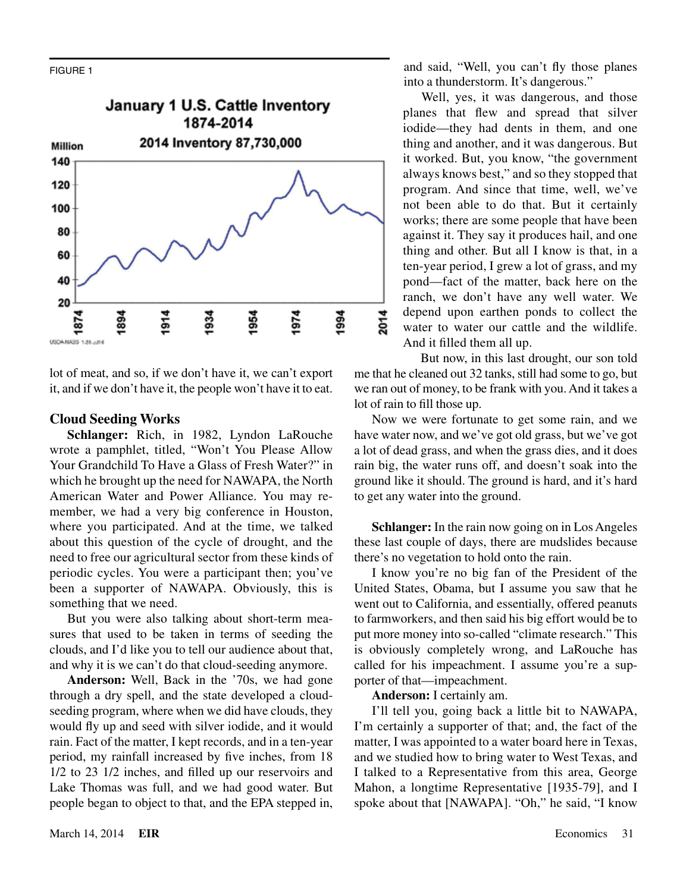FIGURE 1

**January 1 U.S. Cattle Inventory 1874-2014**

**2014 Inventory 87,730,000**

USDA NASS 1-31-2014

lot of meat, and so, if we don't have it, we can't export it, and if we don't have it, the people won't have it to eat.

## Cloud Seeding Works

**Schlanger:** Rich, in 1982, Lyndon LaRouche wrote a pamphlet, titled, "Won't You Please Allow Your Grandchild To Have a Glass of Fresh Water?" in which he brought up the need for NAWAPA, the North American Water and Power Alliance. You may remember, we had a very big conference in Houston, where you participated. And at the time, we talked about this question of the cycle of drought, and the need to free our agricultural sector from these kinds of periodic cycles. You were a participant then; you've been a supporter of NAWAPA. Obviously, this is something that we need.

But you were also talking about short-term measures that used to be taken in terms of seeding the clouds, and I'd like you to tell our audience about that, and why it is we can't do that cloud-seeding anymore.

**Anderson:** Well, Back in the '70s, we had gone through a dry spell, and the state developed a cloud-seeding program, where when we did have clouds, they would fly up and seed with silver iodide, and it would rain. Fact of the matter, I kept records, and in a ten-year period, my rainfall increased by five inches, from 18 1/2 to 23 1/2 inches, and filled up our reservoirs and Lake Thomas was full, and we had good water. But people began to object to that, and the EPA stepped in, and said, "Well, you can't fly those planes into a thunderstorm. It's dangerous."

Well, yes, it was dangerous, and those planes that flew and spread that silver iodide—they had dents in them, and one thing and another, and it was dangerous. But it worked. But, you know, "the government always knows best," and so they stopped that program. And since that time, well, we've not been able to do that. But it certainly works; there are some people that have been against it. They say it produces hail, and one thing and other. But all I know is that, in a ten-year period, I grew a lot of grass, and my pond—fact of the matter, back here on the ranch, we don't have any well water. We depend upon earthen ponds to collect the water to water our cattle and the wildlife. And it filled them all up.

But now, in this last drought, our son told me that he cleaned out 32 tanks, still had some to go, but we ran out of money, to be frank with you. And it takes a lot of rain to fill those up.

Now we were fortunate to get some rain, and we have water now, and we've got old grass, but we've got a lot of dead grass, and when the grass dies, and it does rain big, the water runs off, and doesn't soak into the ground like it should. The ground is hard, and it's hard to get any water into the ground.

**Schlanger:** In the rain now going on in Los Angeles these last couple of days, there are mudslides because there's no vegetation to hold onto the rain.

I know you're no big fan of the President of the United States, Obama, but I assume you saw that he went out to California, and essentially, offered peanuts to farmworkers, and then said his big effort would be to put more money into so-called "climate research." This is obviously completely wrong, and LaRouche has called for his impeachment. I assume you're a supporter of that—impeachment.

**Anderson:** I certainly am.

I'll tell you, going back a little bit to NAWAPA, I'm certainly a supporter of that; and, the fact of the matter, I was appointed to a water board here in Texas, and we studied how to bring water to West Texas, and I talked to a Representative from this area, George Mahon, a longtime Representative [1935-79], and I spoke about that [NAWAPA]. "Oh," he said, "I know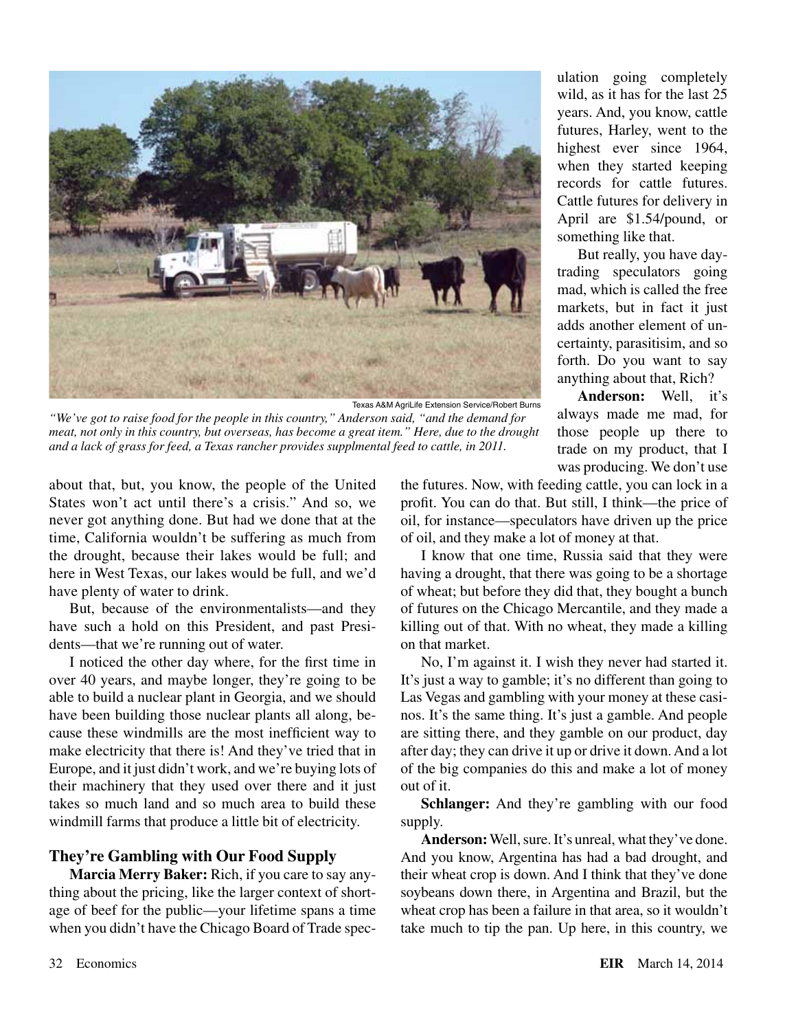Texas A&M AgriLife Extension Service/Robert Burns

*"We've got to raise food for the people in this country," Anderson said, "and the demand for meat, not only in this country, but overseas, has become a great item." Here, due to the drought and a lack of grass for feed, a Texas rancher provides supplmental feed to cattle, in 2011.*

about that, but, you know, the people of the United States won't act until there's a crisis." And so, we never got anything done. But had we done that at the time, California wouldn't be suffering as much from the drought, because their lakes would be full; and here in West Texas, our lakes would be full, and we'd have plenty of water to drink.

But, because of the environmentalists—and they have such a hold on this President, and past Presidents—that we're running out of water.

I noticed the other day where, for the first time in over 40 years, and maybe longer, they're going to be able to build a nuclear plant in Georgia, and we should have been building those nuclear plants all along, because these windmills are the most inefficient way to make electricity that there is! And they've tried that in Europe, and it just didn't work, and we're buying lots of their machinery that they used over there and it just takes so much land and so much area to build these windmill farms that produce a little bit of electricity.

## They're Gambling with Our Food Supply

**Marcia Merry Baker:** Rich, if you care to say anything about the pricing, like the larger context of shortage of beef for the public—your lifetime spans a time when you didn't have the Chicago Board of Trade speculation going completely wild, as it has for the last 25 years. And, you know, cattle futures, Harley, went to the highest ever since 1964, when they started keeping records for cattle futures. Cattle futures for delivery in April are \$1.54/pound, or something like that.

But really, you have day-trading speculators going mad, which is called the free markets, but in fact it just adds another element of uncertainty, parasitisim, and so forth. Do you want to say anything about that, Rich?

**Anderson:** Well, it's always made me mad, for those people up there to trade on my product, that I was producing. We don't use the futures. Now, with feeding cattle, you can lock in a profit. You can do that. But still, I think—the price of oil, for instance—speculators have driven up the price of oil, and they make a lot of money at that.

I know that one time, Russia said that they were having a drought, that there was going to be a shortage of wheat; but before they did that, they bought a bunch of futures on the Chicago Mercantile, and they made a killing out of that. With no wheat, they made a killing on that market.

No, I'm against it. I wish they never had started it. It's just a way to gamble; it's no different than going to Las Vegas and gambling with your money at these casinos. It's the same thing. It's just a gamble. And people are sitting there, and they gamble on our product, day after day; they can drive it up or drive it down. And a lot of the big companies do this and make a lot of money out of it.

**Schlanger:** And they're gambling with our food supply.

**Anderson:** Well, sure. It's unreal, what they've done. And you know, Argentina has had a bad drought, and their wheat crop is down. And I think that they've done soybeans down there, in Argentina and Brazil, but the wheat crop has been a failure in that area, so it wouldn't take much to tip the pan. Up here, in this country, we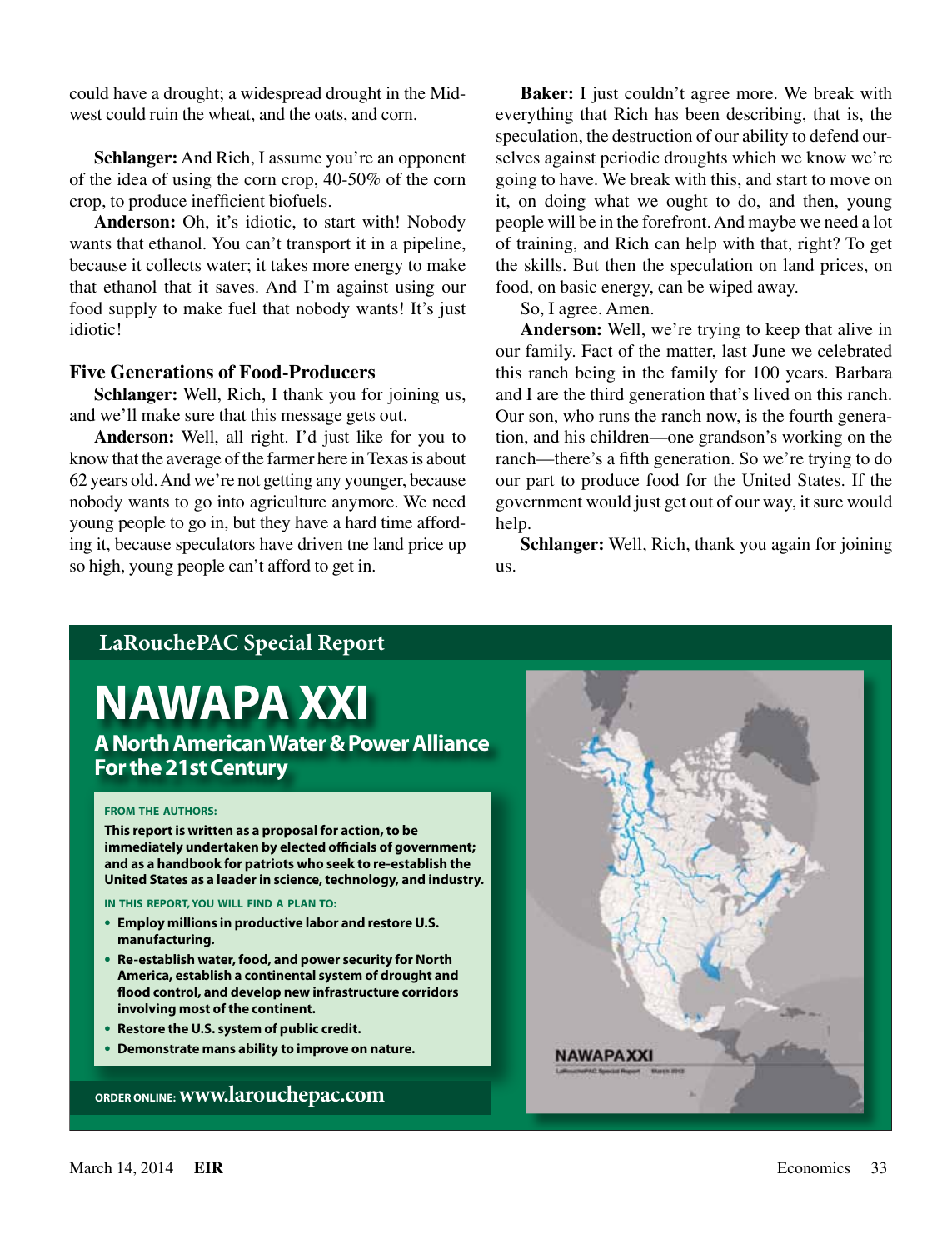could have a drought; a widespread drought in the Midwest could ruin the wheat, and the oats, and corn.

**Schlanger:** And Rich, I assume you're an opponent of the idea of using the corn crop, 40-50% of the corn crop, to produce inefficient biofuels.

**Anderson:** Oh, it's idiotic, to start with! Nobody wants that ethanol. You can't transport it in a pipeline, because it collects water; it takes more energy to make that ethanol that it saves. And I'm against using our food supply to make fuel that nobody wants! It's just idiotic!

### Five Generations of Food-Producers

**Schlanger:** Well, Rich, I thank you for joining us, and we'll make sure that this message gets out.

**Anderson:** Well, all right. I'd just like for you to know that the average of the farmer here in Texas is about 62 years old. And we're not getting any younger, because nobody wants to go into agriculture anymore. We need young people to go in, but they have a hard time affording it, because speculators have driven tne land price up so high, young people can't afford to get in.

**Baker:** I just couldn't agree more. We break with everything that Rich has been describing, that is, the speculation, the destruction of our ability to defend ourselves against periodic droughts which we know we're going to have. We break with this, and start to move on it, on doing what we ought to do, and then, young people will be in the forefront. And maybe we need a lot of training, and Rich can help with that, right? To get the skills. But then the speculation on land prices, on food, on basic energy, can be wiped away.

So, I agree. Amen.

**Anderson:** Well, we're trying to keep that alive in our family. Fact of the matter, last June we celebrated this ranch being in the family for 100 years. Barbara and I are the third generation that's lived on this ranch. Our son, who runs the ranch now, is the fourth generation, and his children—one grandson's working on the ranch—there's a fifth generation. So we're trying to do our part to produce food for the United States. If the government would just get out of our way, it sure would help.

**Schlanger:** Well, Rich, thank you again for joining us.

---

**LaRouchePAC Special Report**

# NAWAPA XXI

## A North American Water & Power Alliance For the 21st Century

**FROM THE AUTHORS:**

**This report is written as a proposal for action, to be immediately undertaken by elected officials of government; and as a handbook for patriots who seek to re-establish the United States as a leader in science, technology, and industry.**

**IN THIS REPORT, YOU WILL FIND A PLAN TO:**

- **Employ millions in productive labor and restore U.S. manufacturing.**
- **Re-establish water, food, and power security for North America, establish a continental system of drought and flood control, and develop new infrastructure corridors involving most of the continent.**
- **Restore the U.S. system of public credit.**
- **Demonstrate mans ability to improve on nature.**

ORDER ONLINE: **www.larouchepac.com**

NAWAPA XXI